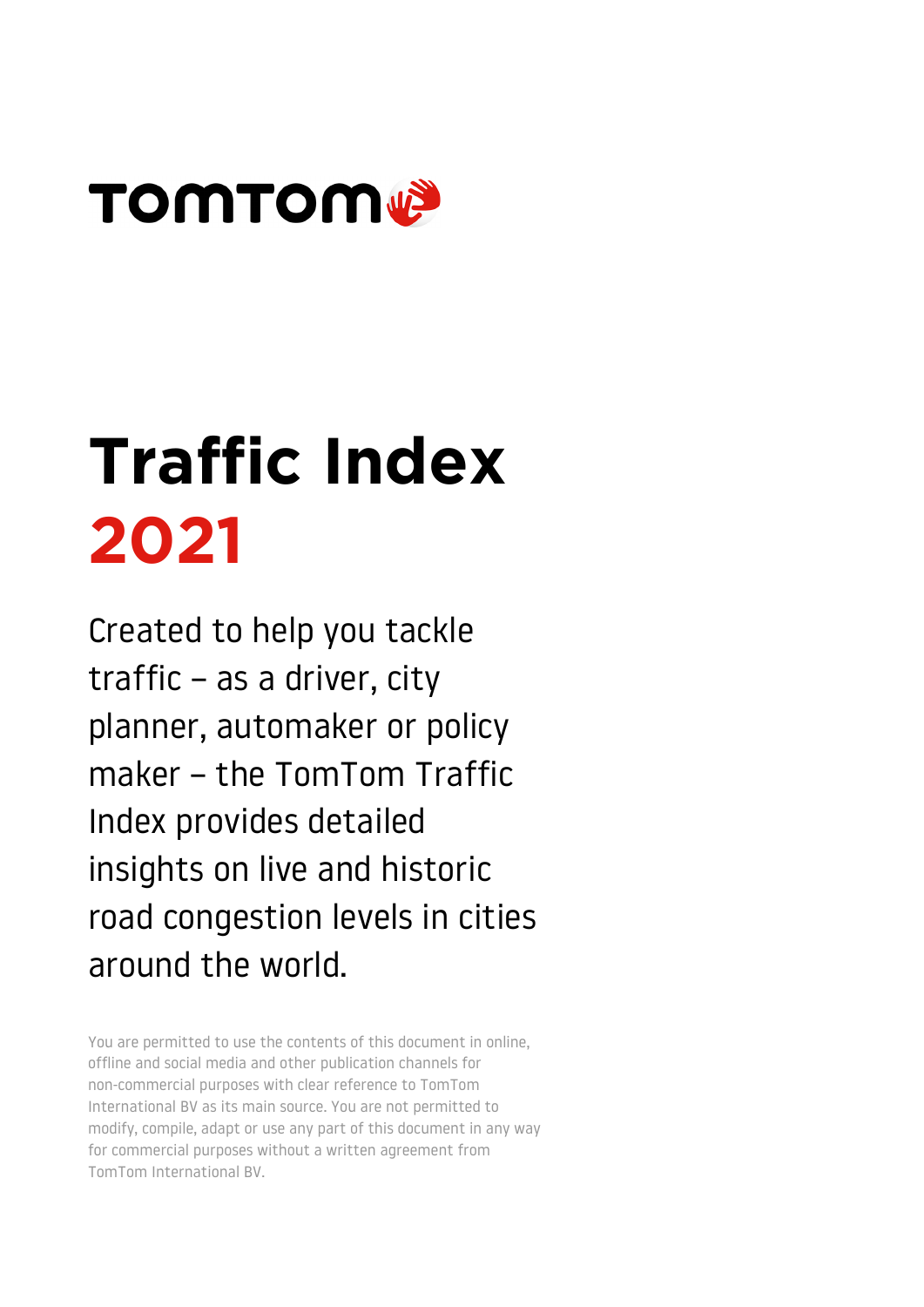TOMTOM

# Traffic Index 2021

Created to help you tackle traffic – as a driver, city planner, automaker or policy maker – the TomTom Traffic Index provides detailed insights on live and historic road congestion levels in cities around the world.

You are permitted to use the contents of this document in online, offline and social media and other publication channels for non-commercial purposes with clear reference to TomTom International BV as its main source. You are not permitted to modify, compile, adapt or use any part of this document in any way for commercial purposes without a written agreement from TomTom International BV.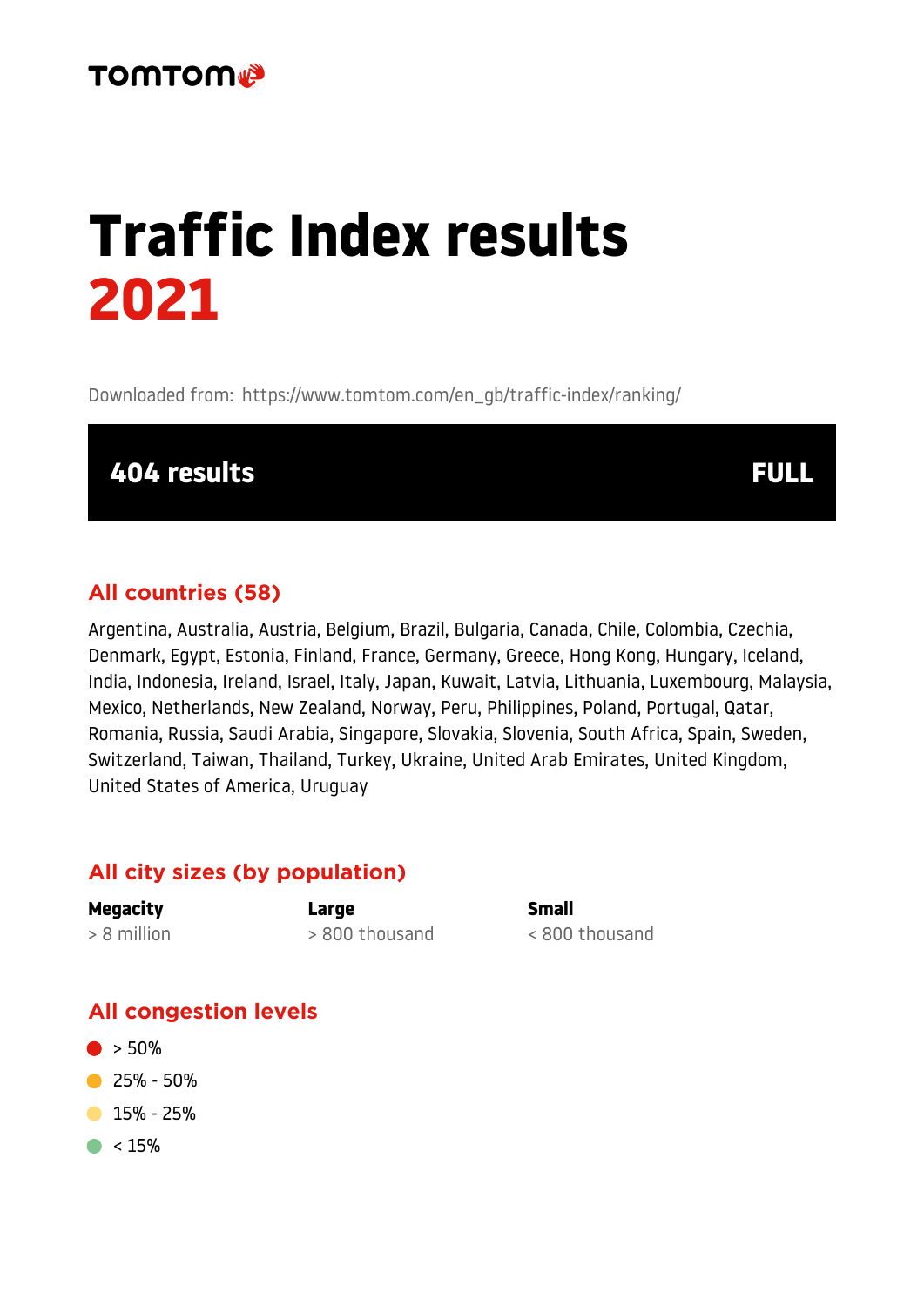TOMTOM

# Traffic Index results 2021

Downloaded from: https://www.tomtom.com/en_gb/traffic-index/ranking/

**404 results** **FULL**

## All countries (58)

Argentina, Australia, Austria, Belgium, Brazil, Bulgaria, Canada, Chile, Colombia, Czechia, Denmark, Egypt, Estonia, Finland, France, Germany, Greece, Hong Kong, Hungary, Iceland, India, Indonesia, Ireland, Israel, Italy, Japan, Kuwait, Latvia, Lithuania, Luxembourg, Malaysia, Mexico, Netherlands, New Zealand, Norway, Peru, Philippines, Poland, Portugal, Qatar, Romania, Russia, Saudi Arabia, Singapore, Slovakia, Slovenia, South Africa, Spain, Sweden, Switzerland, Taiwan, Thailand, Turkey, Ukraine, United Arab Emirates, United Kingdom, United States of America, Uruguay

## All city sizes (by population)

**Megacity**
> 8 million

**Large**
> 800 thousand

**Small**
< 800 thousand

## All congestion levels

- > 50%
- 25% - 50%
- 15% - 25%
- < 15%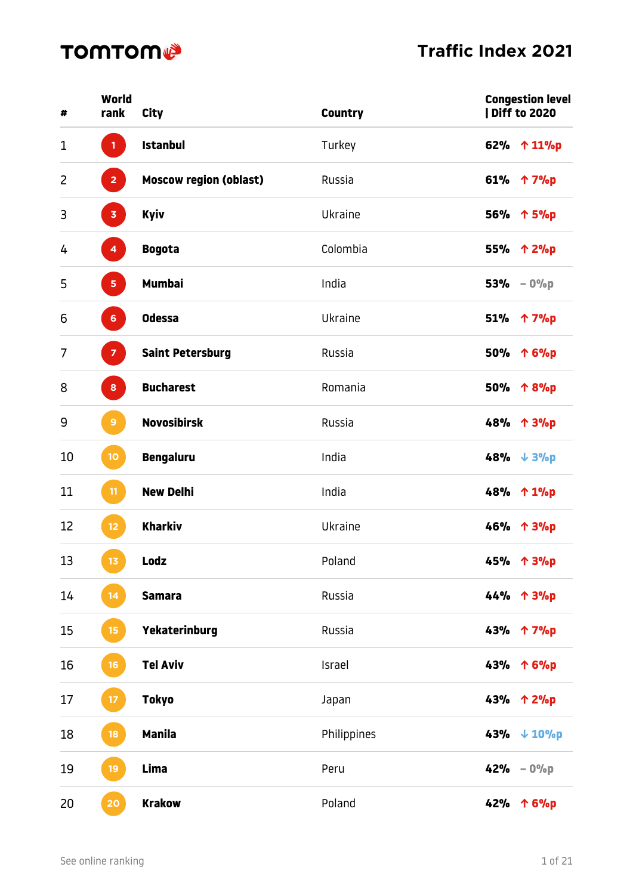TOMTOM

# Traffic Index 2021

| # | World rank | City | Country | Congestion level \| Diff to 2020 |
|---|---|---|---|---|
| 1 | 1 | **Istanbul** | Turkey | **62%** ↑ 11%p |
| 2 | 2 | **Moscow region (oblast)** | Russia | **61%** ↑ 7%p |
| 3 | 3 | **Kyiv** | Ukraine | **56%** ↑ 5%p |
| 4 | 4 | **Bogota** | Colombia | **55%** ↑ 2%p |
| 5 | 5 | **Mumbai** | India | **53%** – 0%p |
| 6 | 6 | **Odessa** | Ukraine | **51%** ↑ 7%p |
| 7 | 7 | **Saint Petersburg** | Russia | **50%** ↑ 6%p |
| 8 | 8 | **Bucharest** | Romania | **50%** ↑ 8%p |
| 9 | 9 | **Novosibirsk** | Russia | **48%** ↑ 3%p |
| 10 | 10 | **Bengaluru** | India | **48%** ↓ 3%p |
| 11 | 11 | **New Delhi** | India | **48%** ↑ 1%p |
| 12 | 12 | **Kharkiv** | Ukraine | **46%** ↑ 3%p |
| 13 | 13 | **Lodz** | Poland | **45%** ↑ 3%p |
| 14 | 14 | **Samara** | Russia | **44%** ↑ 3%p |
| 15 | 15 | **Yekaterinburg** | Russia | **43%** ↑ 7%p |
| 16 | 16 | **Tel Aviv** | Israel | **43%** ↑ 6%p |
| 17 | 17 | **Tokyo** | Japan | **43%** ↑ 2%p |
| 18 | 18 | **Manila** | Philippines | **43%** ↓ 10%p |
| 19 | 19 | **Lima** | Peru | **42%** – 0%p |
| 20 | 20 | **Krakow** | Poland | **42%** ↑ 6%p |

See online ranking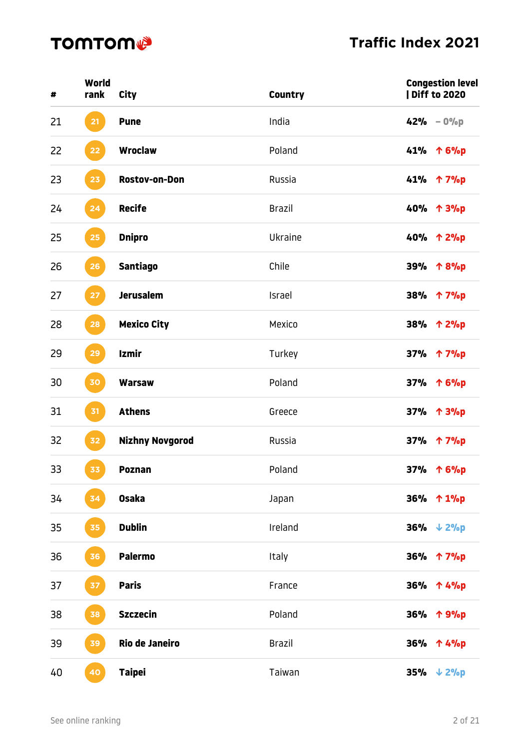TOMTOM

# Traffic Index 2021

| # | World rank | City | Country | Congestion level \| Diff to 2020 |
|---|---|---|---|---|
| 21 | 21 | **Pune** | India | **42%** – 0%p |
| 22 | 22 | **Wroclaw** | Poland | **41%** ↑ 6%p |
| 23 | 23 | **Rostov-on-Don** | Russia | **41%** ↑ 7%p |
| 24 | 24 | **Recife** | Brazil | **40%** ↑ 3%p |
| 25 | 25 | **Dnipro** | Ukraine | **40%** ↑ 2%p |
| 26 | 26 | **Santiago** | Chile | **39%** ↑ 8%p |
| 27 | 27 | **Jerusalem** | Israel | **38%** ↑ 7%p |
| 28 | 28 | **Mexico City** | Mexico | **38%** ↑ 2%p |
| 29 | 29 | **Izmir** | Turkey | **37%** ↑ 7%p |
| 30 | 30 | **Warsaw** | Poland | **37%** ↑ 6%p |
| 31 | 31 | **Athens** | Greece | **37%** ↑ 3%p |
| 32 | 32 | **Nizhny Novgorod** | Russia | **37%** ↑ 7%p |
| 33 | 33 | **Poznan** | Poland | **37%** ↑ 6%p |
| 34 | 34 | **Osaka** | Japan | **36%** ↑ 1%p |
| 35 | 35 | **Dublin** | Ireland | **36%** ↓ 2%p |
| 36 | 36 | **Palermo** | Italy | **36%** ↑ 7%p |
| 37 | 37 | **Paris** | France | **36%** ↑ 4%p |
| 38 | 38 | **Szczecin** | Poland | **36%** ↑ 9%p |
| 39 | 39 | **Rio de Janeiro** | Brazil | **36%** ↑ 4%p |
| 40 | 40 | **Taipei** | Taiwan | **35%** ↓ 2%p |

See online ranking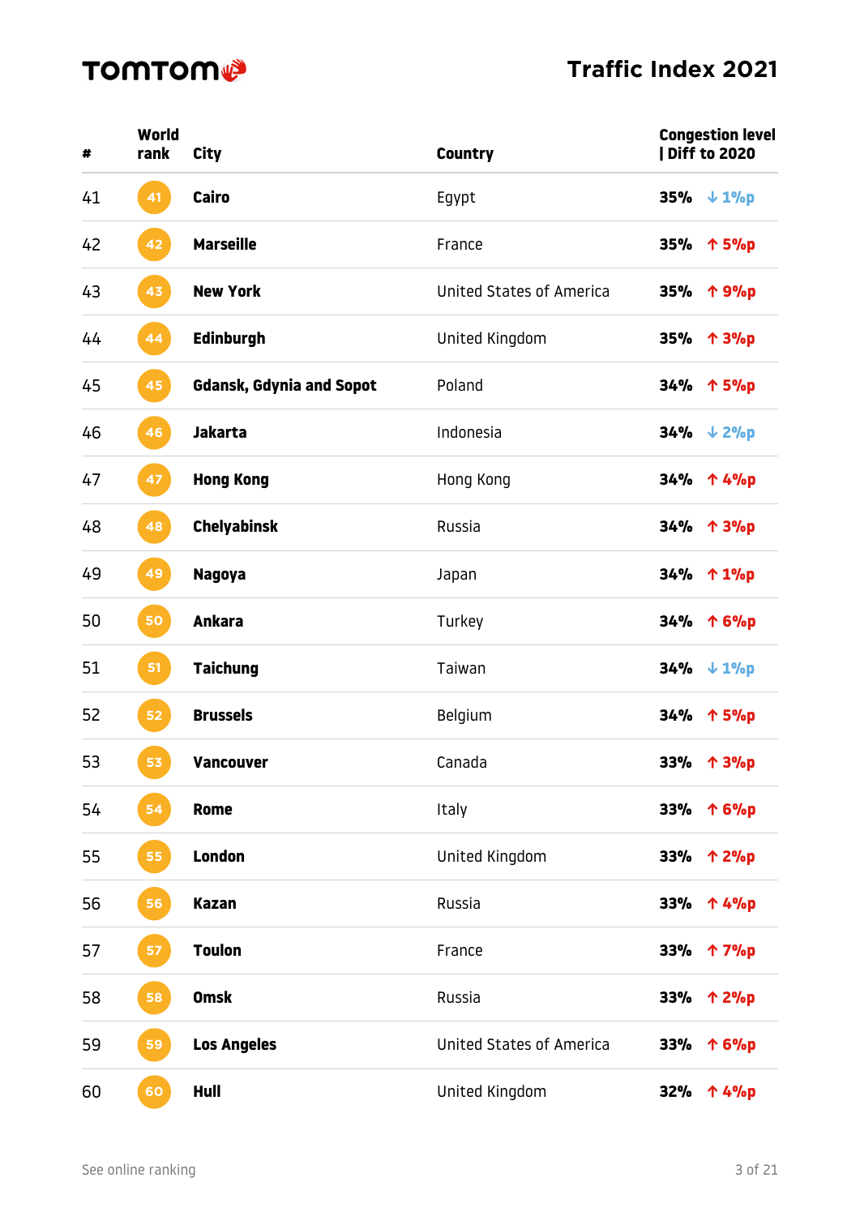# TOMTOM

# Traffic Index 2021

| # | World rank | City | Country | Congestion level \| Diff to 2020 |
|---|---|---|---|---|
| 41 | 41 | **Cairo** | Egypt | **35%** ↓ 1%p |
| 42 | 42 | **Marseille** | France | **35%** ↑ 5%p |
| 43 | 43 | **New York** | United States of America | **35%** ↑ 9%p |
| 44 | 44 | **Edinburgh** | United Kingdom | **35%** ↑ 3%p |
| 45 | 45 | **Gdansk, Gdynia and Sopot** | Poland | **34%** ↑ 5%p |
| 46 | 46 | **Jakarta** | Indonesia | **34%** ↓ 2%p |
| 47 | 47 | **Hong Kong** | Hong Kong | **34%** ↑ 4%p |
| 48 | 48 | **Chelyabinsk** | Russia | **34%** ↑ 3%p |
| 49 | 49 | **Nagoya** | Japan | **34%** ↑ 1%p |
| 50 | 50 | **Ankara** | Turkey | **34%** ↑ 6%p |
| 51 | 51 | **Taichung** | Taiwan | **34%** ↓ 1%p |
| 52 | 52 | **Brussels** | Belgium | **34%** ↑ 5%p |
| 53 | 53 | **Vancouver** | Canada | **33%** ↑ 3%p |
| 54 | 54 | **Rome** | Italy | **33%** ↑ 6%p |
| 55 | 55 | **London** | United Kingdom | **33%** ↑ 2%p |
| 56 | 56 | **Kazan** | Russia | **33%** ↑ 4%p |
| 57 | 57 | **Toulon** | France | **33%** ↑ 7%p |
| 58 | 58 | **Omsk** | Russia | **33%** ↑ 2%p |
| 59 | 59 | **Los Angeles** | United States of America | **33%** ↑ 6%p |
| 60 | 60 | **Hull** | United Kingdom | **32%** ↑ 4%p |

See online ranking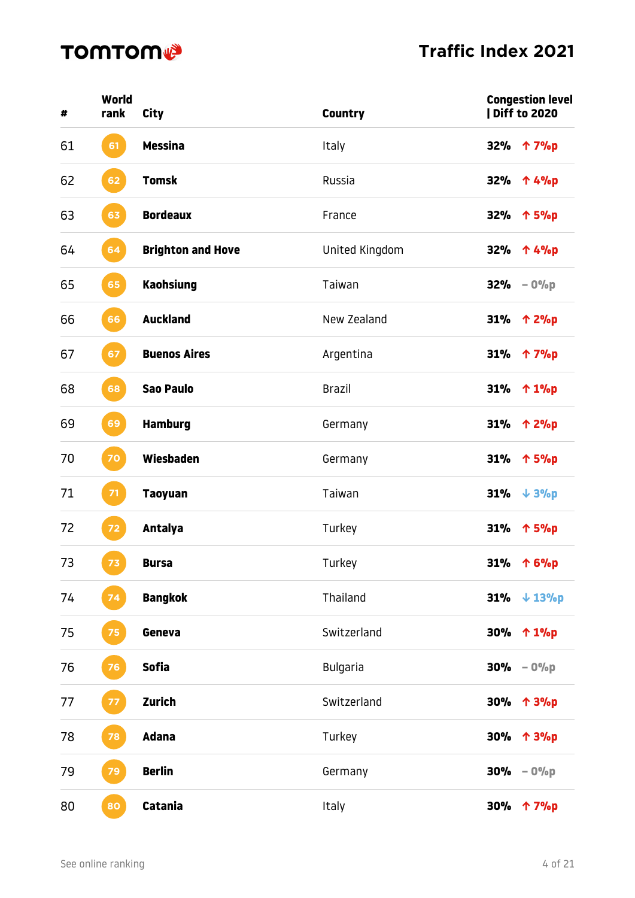| # | World rank | City | Country | Congestion level \| Diff to 2020 |
|---|---|---|---|---|
| 61 | 61 | **Messina** | Italy | **32%** ↑ 7%p |
| 62 | 62 | **Tomsk** | Russia | **32%** ↑ 4%p |
| 63 | 63 | **Bordeaux** | France | **32%** ↑ 5%p |
| 64 | 64 | **Brighton and Hove** | United Kingdom | **32%** ↑ 4%p |
| 65 | 65 | **Kaohsiung** | Taiwan | **32%** – 0%p |
| 66 | 66 | **Auckland** | New Zealand | **31%** ↑ 2%p |
| 67 | 67 | **Buenos Aires** | Argentina | **31%** ↑ 7%p |
| 68 | 68 | **Sao Paulo** | Brazil | **31%** ↑ 1%p |
| 69 | 69 | **Hamburg** | Germany | **31%** ↑ 2%p |
| 70 | 70 | **Wiesbaden** | Germany | **31%** ↑ 5%p |
| 71 | 71 | **Taoyuan** | Taiwan | **31%** ↓ 3%p |
| 72 | 72 | **Antalya** | Turkey | **31%** ↑ 5%p |
| 73 | 73 | **Bursa** | Turkey | **31%** ↑ 6%p |
| 74 | 74 | **Bangkok** | Thailand | **31%** ↓ 13%p |
| 75 | 75 | **Geneva** | Switzerland | **30%** ↑ 1%p |
| 76 | 76 | **Sofia** | Bulgaria | **30%** – 0%p |
| 77 | 77 | **Zurich** | Switzerland | **30%** ↑ 3%p |
| 78 | 78 | **Adana** | Turkey | **30%** ↑ 3%p |
| 79 | 79 | **Berlin** | Germany | **30%** – 0%p |
| 80 | 80 | **Catania** | Italy | **30%** ↑ 7%p |

See online ranking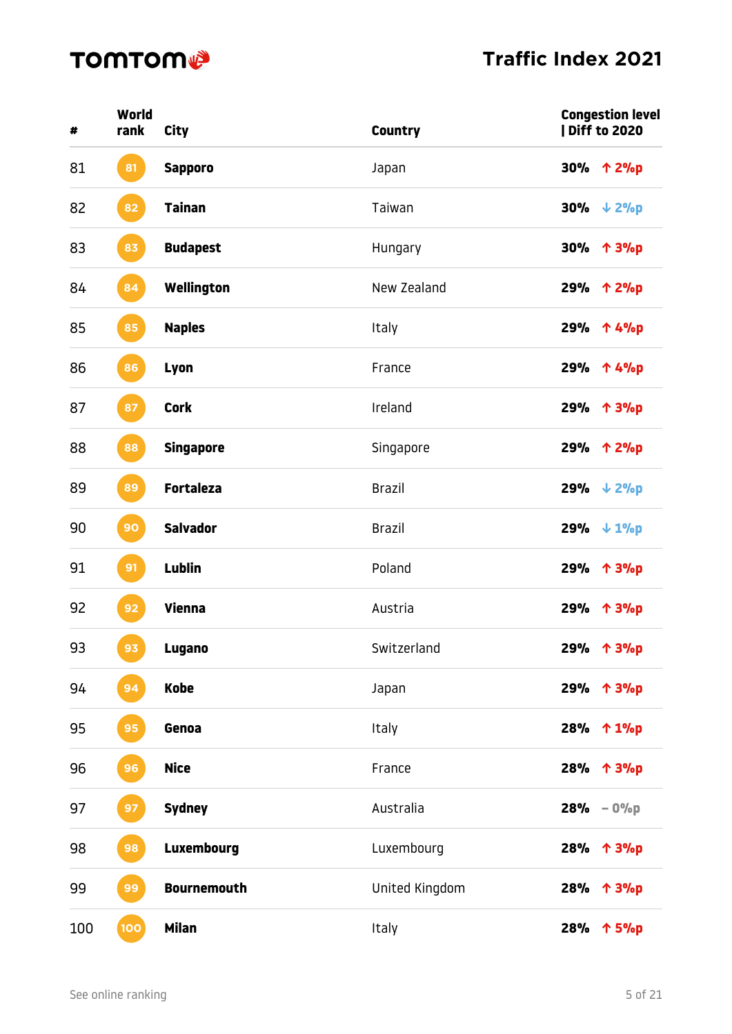# Traffic Index 2021

| # | World rank | City | Country | Congestion level \| Diff to 2020 | |
|---|---|---|---|---|---|
| 81 | 81 | **Sapporo** | Japan | **30%** | ↑ 2%p |
| 82 | 82 | **Tainan** | Taiwan | **30%** | ↓ 2%p |
| 83 | 83 | **Budapest** | Hungary | **30%** | ↑ 3%p |
| 84 | 84 | **Wellington** | New Zealand | **29%** | ↑ 2%p |
| 85 | 85 | **Naples** | Italy | **29%** | ↑ 4%p |
| 86 | 86 | **Lyon** | France | **29%** | ↑ 4%p |
| 87 | 87 | **Cork** | Ireland | **29%** | ↑ 3%p |
| 88 | 88 | **Singapore** | Singapore | **29%** | ↑ 2%p |
| 89 | 89 | **Fortaleza** | Brazil | **29%** | ↓ 2%p |
| 90 | 90 | **Salvador** | Brazil | **29%** | ↓ 1%p |
| 91 | 91 | **Lublin** | Poland | **29%** | ↑ 3%p |
| 92 | 92 | **Vienna** | Austria | **29%** | ↑ 3%p |
| 93 | 93 | **Lugano** | Switzerland | **29%** | ↑ 3%p |
| 94 | 94 | **Kobe** | Japan | **29%** | ↑ 3%p |
| 95 | 95 | **Genoa** | Italy | **28%** | ↑ 1%p |
| 96 | 96 | **Nice** | France | **28%** | ↑ 3%p |
| 97 | 97 | **Sydney** | Australia | **28%** | – 0%p |
| 98 | 98 | **Luxembourg** | Luxembourg | **28%** | ↑ 3%p |
| 99 | 99 | **Bournemouth** | United Kingdom | **28%** | ↑ 3%p |
| 100 | 100 | **Milan** | Italy | **28%** | ↑ 5%p |

See online ranking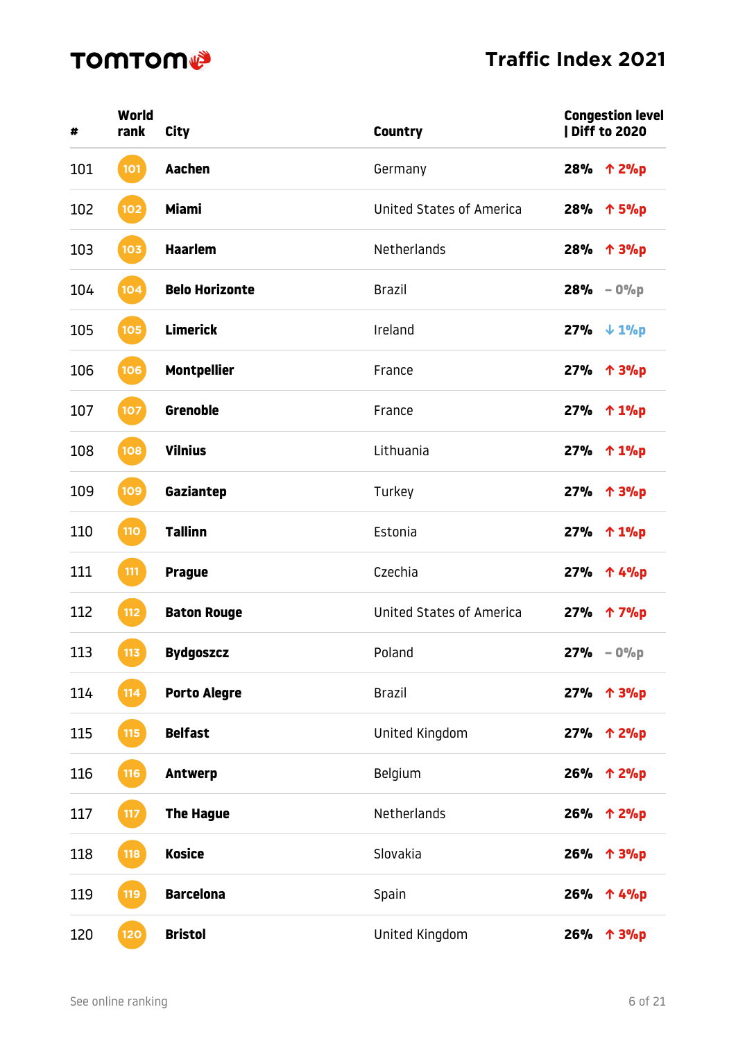**TOMTOM**

# Traffic Index 2021

| # | World rank | City | Country | Congestion level \| Diff to 2020 |
|---|---|---|---|---|
| 101 | 101 | **Aachen** | Germany | **28%** ↑ 2%p |
| 102 | 102 | **Miami** | United States of America | **28%** ↑ 5%p |
| 103 | 103 | **Haarlem** | Netherlands | **28%** ↑ 3%p |
| 104 | 104 | **Belo Horizonte** | Brazil | **28%** – 0%p |
| 105 | 105 | **Limerick** | Ireland | **27%** ↓ 1%p |
| 106 | 106 | **Montpellier** | France | **27%** ↑ 3%p |
| 107 | 107 | **Grenoble** | France | **27%** ↑ 1%p |
| 108 | 108 | **Vilnius** | Lithuania | **27%** ↑ 1%p |
| 109 | 109 | **Gaziantep** | Turkey | **27%** ↑ 3%p |
| 110 | 110 | **Tallinn** | Estonia | **27%** ↑ 1%p |
| 111 | 111 | **Prague** | Czechia | **27%** ↑ 4%p |
| 112 | 112 | **Baton Rouge** | United States of America | **27%** ↑ 7%p |
| 113 | 113 | **Bydgoszcz** | Poland | **27%** – 0%p |
| 114 | 114 | **Porto Alegre** | Brazil | **27%** ↑ 3%p |
| 115 | 115 | **Belfast** | United Kingdom | **27%** ↑ 2%p |
| 116 | 116 | **Antwerp** | Belgium | **26%** ↑ 2%p |
| 117 | 117 | **The Hague** | Netherlands | **26%** ↑ 2%p |
| 118 | 118 | **Kosice** | Slovakia | **26%** ↑ 3%p |
| 119 | 119 | **Barcelona** | Spain | **26%** ↑ 4%p |
| 120 | 120 | **Bristol** | United Kingdom | **26%** ↑ 3%p |

See online ranking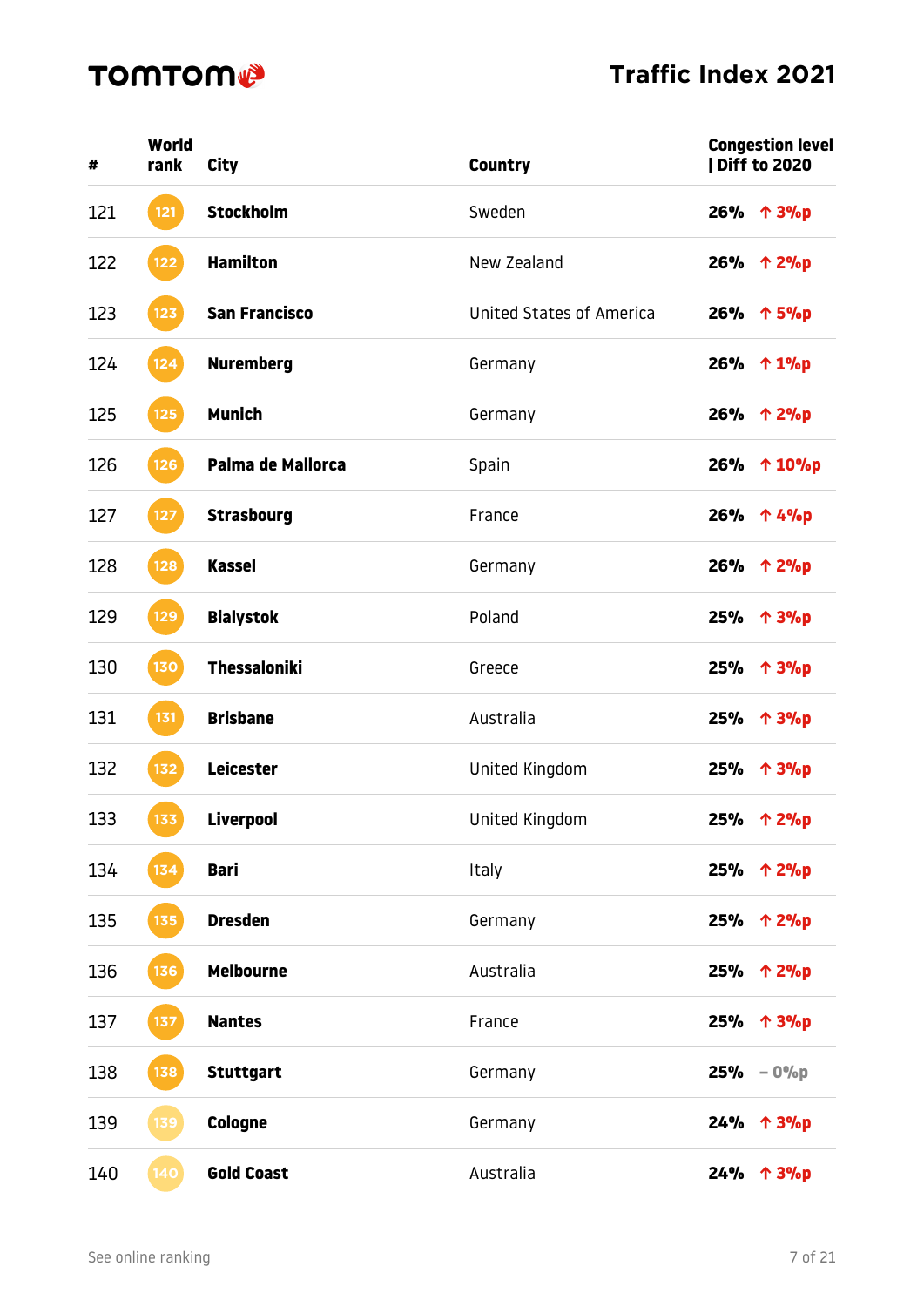# TOMTOM

## Traffic Index 2021

| # | World rank | City | Country | Congestion level \| Diff to 2020 |
|---|---|---|---|---|
| 121 | 121 | **Stockholm** | Sweden | **26%** ↑ 3%p |
| 122 | 122 | **Hamilton** | New Zealand | **26%** ↑ 2%p |
| 123 | 123 | **San Francisco** | United States of America | **26%** ↑ 5%p |
| 124 | 124 | **Nuremberg** | Germany | **26%** ↑ 1%p |
| 125 | 125 | **Munich** | Germany | **26%** ↑ 2%p |
| 126 | 126 | **Palma de Mallorca** | Spain | **26%** ↑ 10%p |
| 127 | 127 | **Strasbourg** | France | **26%** ↑ 4%p |
| 128 | 128 | **Kassel** | Germany | **26%** ↑ 2%p |
| 129 | 129 | **Bialystok** | Poland | **25%** ↑ 3%p |
| 130 | 130 | **Thessaloniki** | Greece | **25%** ↑ 3%p |
| 131 | 131 | **Brisbane** | Australia | **25%** ↑ 3%p |
| 132 | 132 | **Leicester** | United Kingdom | **25%** ↑ 3%p |
| 133 | 133 | **Liverpool** | United Kingdom | **25%** ↑ 2%p |
| 134 | 134 | **Bari** | Italy | **25%** ↑ 2%p |
| 135 | 135 | **Dresden** | Germany | **25%** ↑ 2%p |
| 136 | 136 | **Melbourne** | Australia | **25%** ↑ 2%p |
| 137 | 137 | **Nantes** | France | **25%** ↑ 3%p |
| 138 | 138 | **Stuttgart** | Germany | **25%** – 0%p |
| 139 | 139 | **Cologne** | Germany | **24%** ↑ 3%p |
| 140 | 140 | **Gold Coast** | Australia | **24%** ↑ 3%p |

See online ranking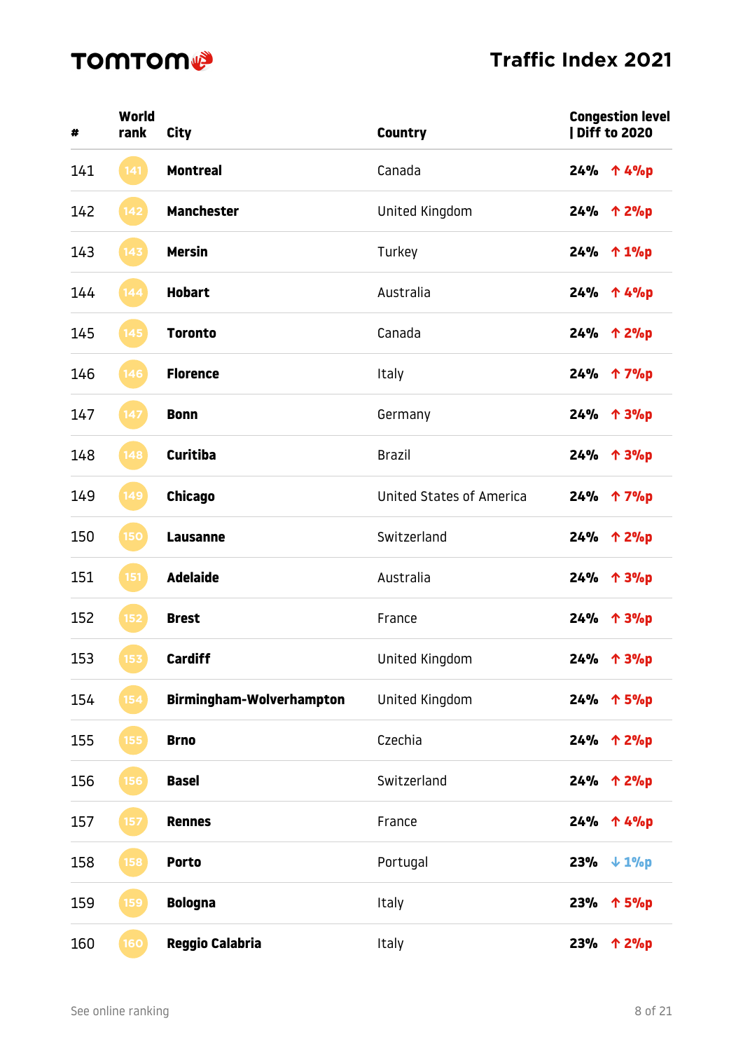| # | World rank | City | Country | Congestion level \| Diff to 2020 |
|---|---|---|---|---|
| 141 | 141 | **Montreal** | Canada | **24%** ↑ 4%p |
| 142 | 142 | **Manchester** | United Kingdom | **24%** ↑ 2%p |
| 143 | 143 | **Mersin** | Turkey | **24%** ↑ 1%p |
| 144 | 144 | **Hobart** | Australia | **24%** ↑ 4%p |
| 145 | 145 | **Toronto** | Canada | **24%** ↑ 2%p |
| 146 | 146 | **Florence** | Italy | **24%** ↑ 7%p |
| 147 | 147 | **Bonn** | Germany | **24%** ↑ 3%p |
| 148 | 148 | **Curitiba** | Brazil | **24%** ↑ 3%p |
| 149 | 149 | **Chicago** | United States of America | **24%** ↑ 7%p |
| 150 | 150 | **Lausanne** | Switzerland | **24%** ↑ 2%p |
| 151 | 151 | **Adelaide** | Australia | **24%** ↑ 3%p |
| 152 | 152 | **Brest** | France | **24%** ↑ 3%p |
| 153 | 153 | **Cardiff** | United Kingdom | **24%** ↑ 3%p |
| 154 | 154 | **Birmingham-Wolverhampton** | United Kingdom | **24%** ↑ 5%p |
| 155 | 155 | **Brno** | Czechia | **24%** ↑ 2%p |
| 156 | 156 | **Basel** | Switzerland | **24%** ↑ 2%p |
| 157 | 157 | **Rennes** | France | **24%** ↑ 4%p |
| 158 | 158 | **Porto** | Portugal | **23%** ↓ 1%p |
| 159 | 159 | **Bologna** | Italy | **23%** ↑ 5%p |
| 160 | 160 | **Reggio Calabria** | Italy | **23%** ↑ 2%p |

See online ranking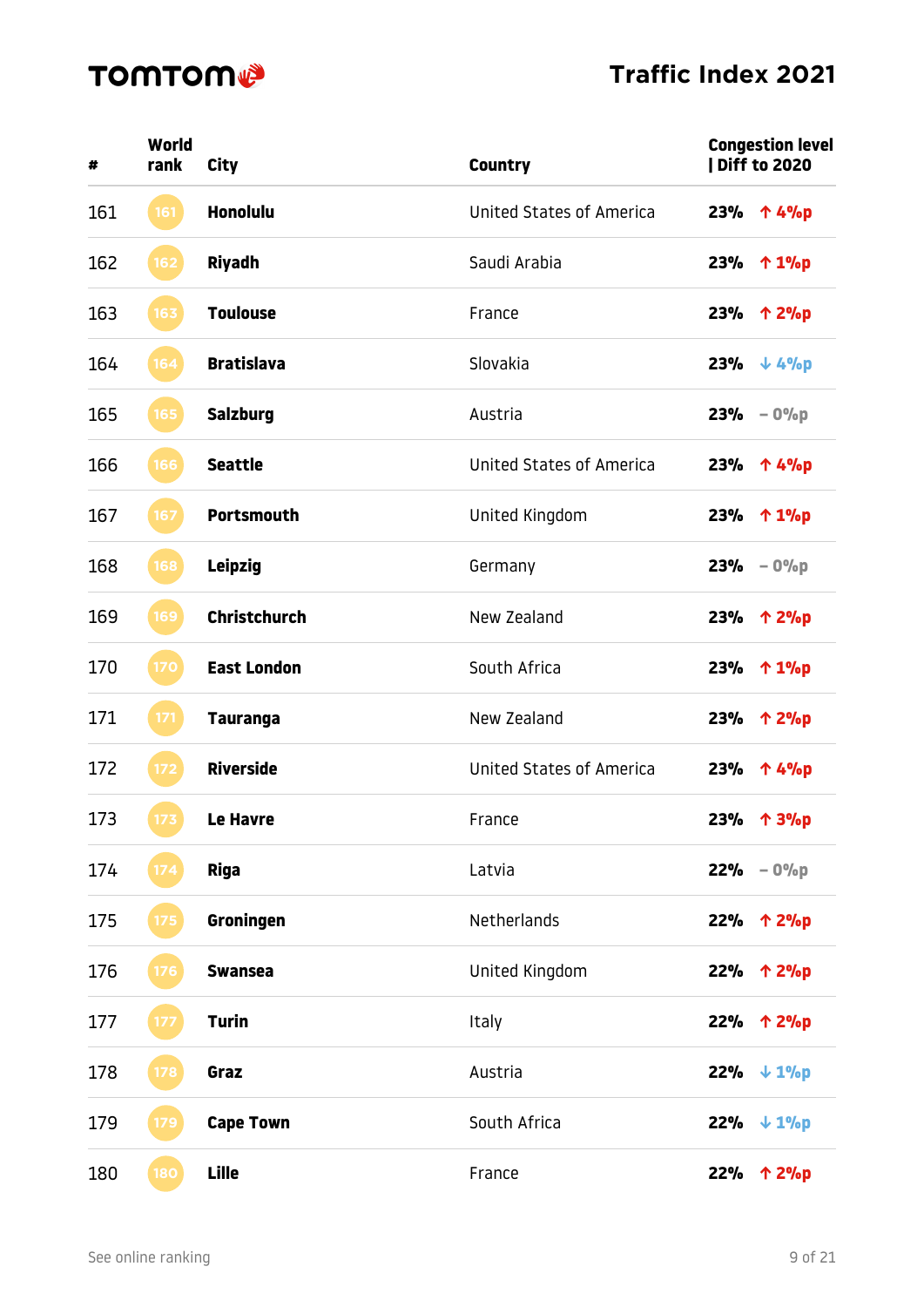TOMTOM

# Traffic Index 2021

| # | World rank | City | Country | Congestion level | Diff to 2020 |
|---|---|---|---|---|---|
| 161 | 161 | **Honolulu** | United States of America | **23%** | ↑ 4%p |
| 162 | 162 | **Riyadh** | Saudi Arabia | **23%** | ↑ 1%p |
| 163 | 163 | **Toulouse** | France | **23%** | ↑ 2%p |
| 164 | 164 | **Bratislava** | Slovakia | **23%** | ↓ 4%p |
| 165 | 165 | **Salzburg** | Austria | **23%** | – 0%p |
| 166 | 166 | **Seattle** | United States of America | **23%** | ↑ 4%p |
| 167 | 167 | **Portsmouth** | United Kingdom | **23%** | ↑ 1%p |
| 168 | 168 | **Leipzig** | Germany | **23%** | – 0%p |
| 169 | 169 | **Christchurch** | New Zealand | **23%** | ↑ 2%p |
| 170 | 170 | **East London** | South Africa | **23%** | ↑ 1%p |
| 171 | 171 | **Tauranga** | New Zealand | **23%** | ↑ 2%p |
| 172 | 172 | **Riverside** | United States of America | **23%** | ↑ 4%p |
| 173 | 173 | **Le Havre** | France | **23%** | ↑ 3%p |
| 174 | 174 | **Riga** | Latvia | **22%** | – 0%p |
| 175 | 175 | **Groningen** | Netherlands | **22%** | ↑ 2%p |
| 176 | 176 | **Swansea** | United Kingdom | **22%** | ↑ 2%p |
| 177 | 177 | **Turin** | Italy | **22%** | ↑ 2%p |
| 178 | 178 | **Graz** | Austria | **22%** | ↓ 1%p |
| 179 | 179 | **Cape Town** | South Africa | **22%** | ↓ 1%p |
| 180 | 180 | **Lille** | France | **22%** | ↑ 2%p |

See online ranking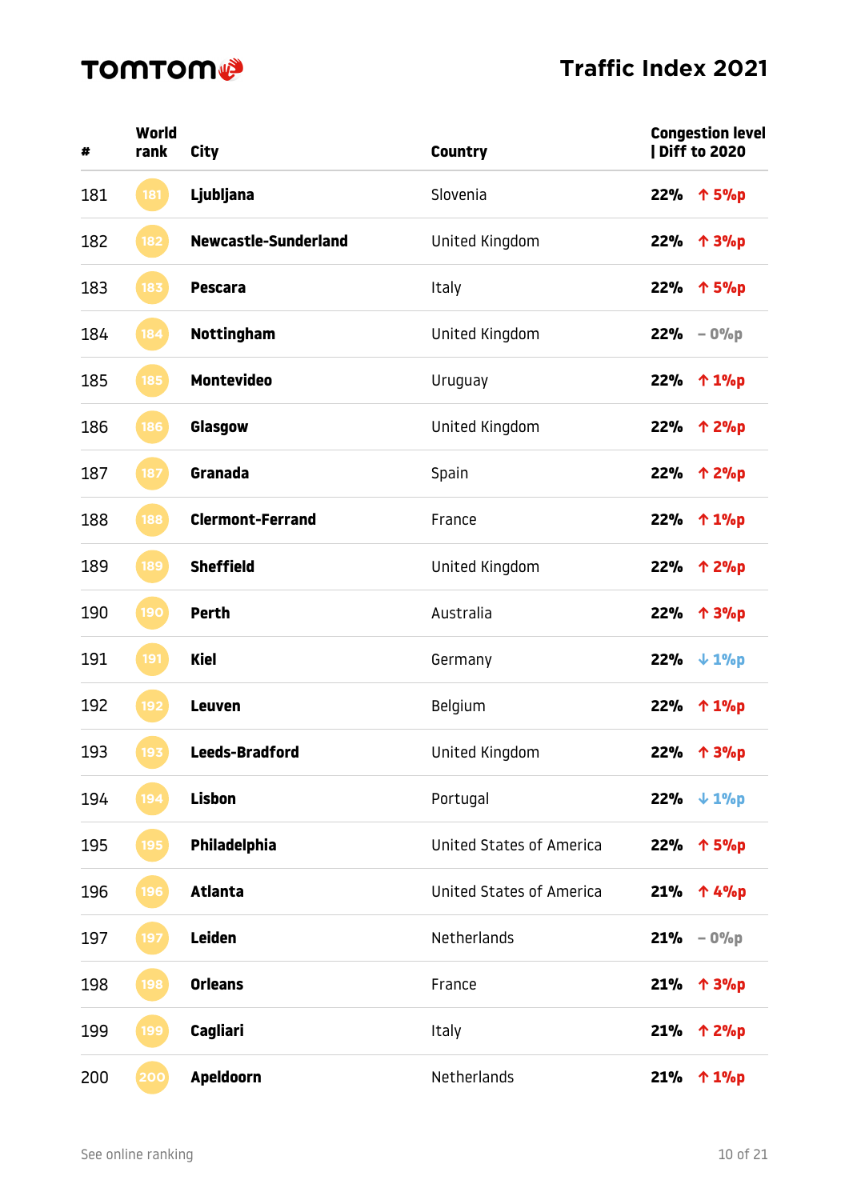# TOMTOM Traffic Index 2021

| # | World rank | City | Country | Congestion level | Diff to 2020 |
|---|---|---|---|---|---|
| 181 | 181 | **Ljubljana** | Slovenia | **22%** | ↑ 5%p |
| 182 | 182 | **Newcastle-Sunderland** | United Kingdom | **22%** | ↑ 3%p |
| 183 | 183 | **Pescara** | Italy | **22%** | ↑ 5%p |
| 184 | 184 | **Nottingham** | United Kingdom | **22%** | – 0%p |
| 185 | 185 | **Montevideo** | Uruguay | **22%** | ↑ 1%p |
| 186 | 186 | **Glasgow** | United Kingdom | **22%** | ↑ 2%p |
| 187 | 187 | **Granada** | Spain | **22%** | ↑ 2%p |
| 188 | 188 | **Clermont-Ferrand** | France | **22%** | ↑ 1%p |
| 189 | 189 | **Sheffield** | United Kingdom | **22%** | ↑ 2%p |
| 190 | 190 | **Perth** | Australia | **22%** | ↑ 3%p |
| 191 | 191 | **Kiel** | Germany | **22%** | ↓ 1%p |
| 192 | 192 | **Leuven** | Belgium | **22%** | ↑ 1%p |
| 193 | 193 | **Leeds-Bradford** | United Kingdom | **22%** | ↑ 3%p |
| 194 | 194 | **Lisbon** | Portugal | **22%** | ↓ 1%p |
| 195 | 195 | **Philadelphia** | United States of America | **22%** | ↑ 5%p |
| 196 | 196 | **Atlanta** | United States of America | **21%** | ↑ 4%p |
| 197 | 197 | **Leiden** | Netherlands | **21%** | – 0%p |
| 198 | 198 | **Orleans** | France | **21%** | ↑ 3%p |
| 199 | 199 | **Cagliari** | Italy | **21%** | ↑ 2%p |
| 200 | 200 | **Apeldoorn** | Netherlands | **21%** | ↑ 1%p |

See online ranking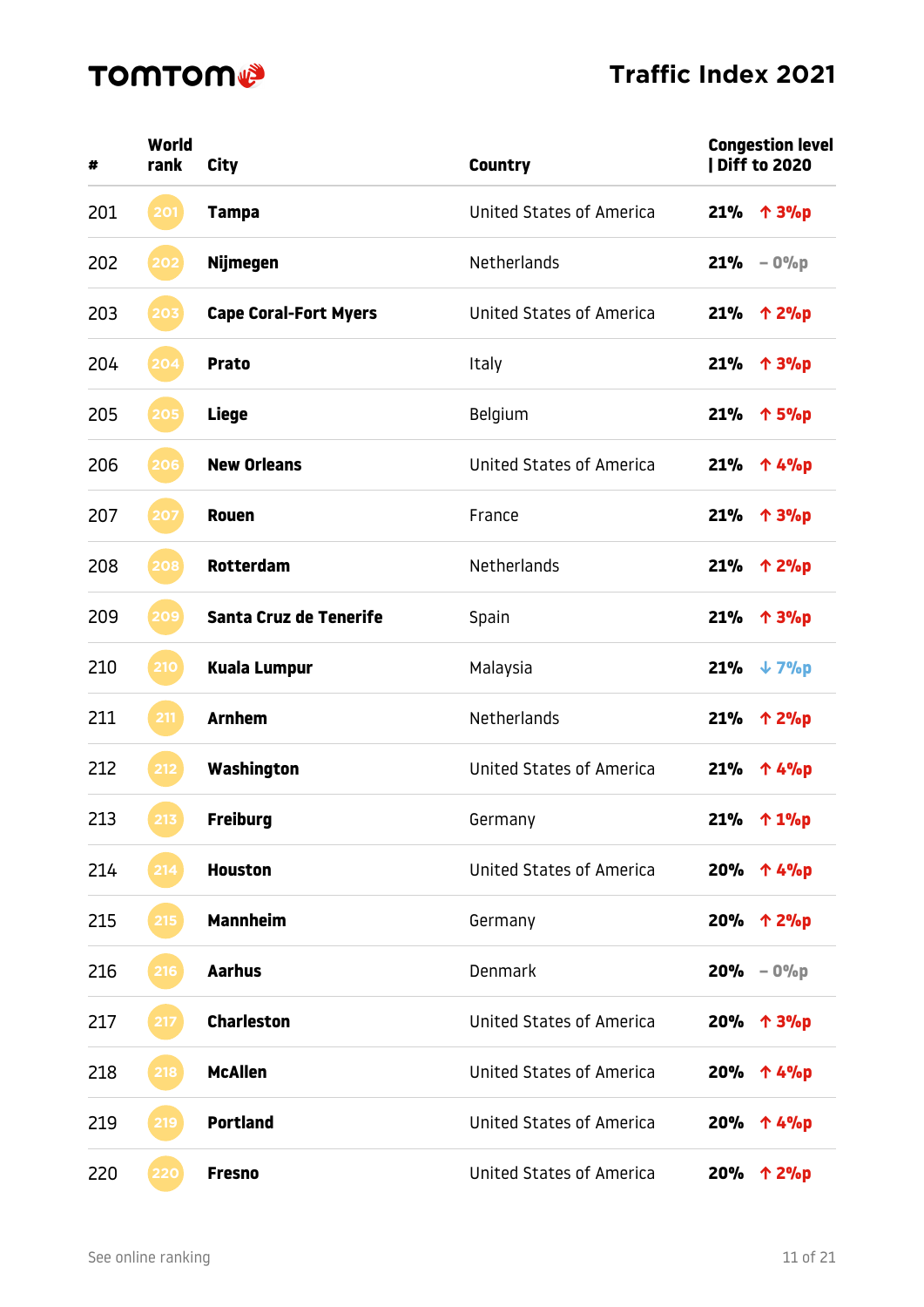# Traffic Index 2021

| # | World rank | City | Country | Congestion level \| Diff to 2020 | |
|---|---|---|---|---|---|
| 201 | 201 | **Tampa** | United States of America | **21%** | ↑ 3%p |
| 202 | 202 | **Nijmegen** | Netherlands | **21%** | – 0%p |
| 203 | 203 | **Cape Coral-Fort Myers** | United States of America | **21%** | ↑ 2%p |
| 204 | 204 | **Prato** | Italy | **21%** | ↑ 3%p |
| 205 | 205 | **Liege** | Belgium | **21%** | ↑ 5%p |
| 206 | 206 | **New Orleans** | United States of America | **21%** | ↑ 4%p |
| 207 | 207 | **Rouen** | France | **21%** | ↑ 3%p |
| 208 | 208 | **Rotterdam** | Netherlands | **21%** | ↑ 2%p |
| 209 | 209 | **Santa Cruz de Tenerife** | Spain | **21%** | ↑ 3%p |
| 210 | 210 | **Kuala Lumpur** | Malaysia | **21%** | ↓ 7%p |
| 211 | 211 | **Arnhem** | Netherlands | **21%** | ↑ 2%p |
| 212 | 212 | **Washington** | United States of America | **21%** | ↑ 4%p |
| 213 | 213 | **Freiburg** | Germany | **21%** | ↑ 1%p |
| 214 | 214 | **Houston** | United States of America | **20%** | ↑ 4%p |
| 215 | 215 | **Mannheim** | Germany | **20%** | ↑ 2%p |
| 216 | 216 | **Aarhus** | Denmark | **20%** | – 0%p |
| 217 | 217 | **Charleston** | United States of America | **20%** | ↑ 3%p |
| 218 | 218 | **McAllen** | United States of America | **20%** | ↑ 4%p |
| 219 | 219 | **Portland** | United States of America | **20%** | ↑ 4%p |
| 220 | 220 | **Fresno** | United States of America | **20%** | ↑ 2%p |

See online ranking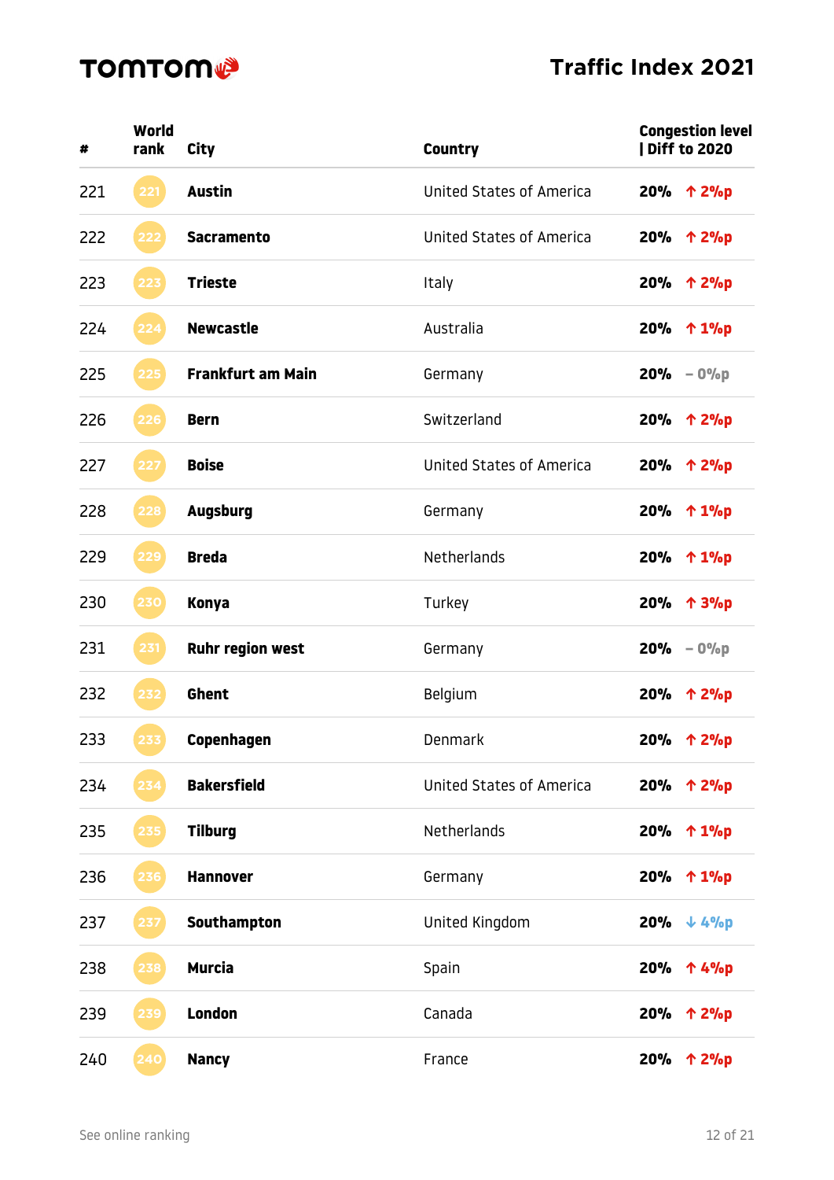TOMTOM

# Traffic Index 2021

| # | World rank | City | Country | Congestion level \| Diff to 2020 |
|---|---|---|---|---|
| 221 | 221 | **Austin** | United States of America | **20%** ↑ 2%p |
| 222 | 222 | **Sacramento** | United States of America | **20%** ↑ 2%p |
| 223 | 223 | **Trieste** | Italy | **20%** ↑ 2%p |
| 224 | 224 | **Newcastle** | Australia | **20%** ↑ 1%p |
| 225 | 225 | **Frankfurt am Main** | Germany | **20%** – 0%p |
| 226 | 226 | **Bern** | Switzerland | **20%** ↑ 2%p |
| 227 | 227 | **Boise** | United States of America | **20%** ↑ 2%p |
| 228 | 228 | **Augsburg** | Germany | **20%** ↑ 1%p |
| 229 | 229 | **Breda** | Netherlands | **20%** ↑ 1%p |
| 230 | 230 | **Konya** | Turkey | **20%** ↑ 3%p |
| 231 | 231 | **Ruhr region west** | Germany | **20%** – 0%p |
| 232 | 232 | **Ghent** | Belgium | **20%** ↑ 2%p |
| 233 | 233 | **Copenhagen** | Denmark | **20%** ↑ 2%p |
| 234 | 234 | **Bakersfield** | United States of America | **20%** ↑ 2%p |
| 235 | 235 | **Tilburg** | Netherlands | **20%** ↑ 1%p |
| 236 | 236 | **Hannover** | Germany | **20%** ↑ 1%p |
| 237 | 237 | **Southampton** | United Kingdom | **20%** ↓ 4%p |
| 238 | 238 | **Murcia** | Spain | **20%** ↑ 4%p |
| 239 | 239 | **London** | Canada | **20%** ↑ 2%p |
| 240 | 240 | **Nancy** | France | **20%** ↑ 2%p |

See online ranking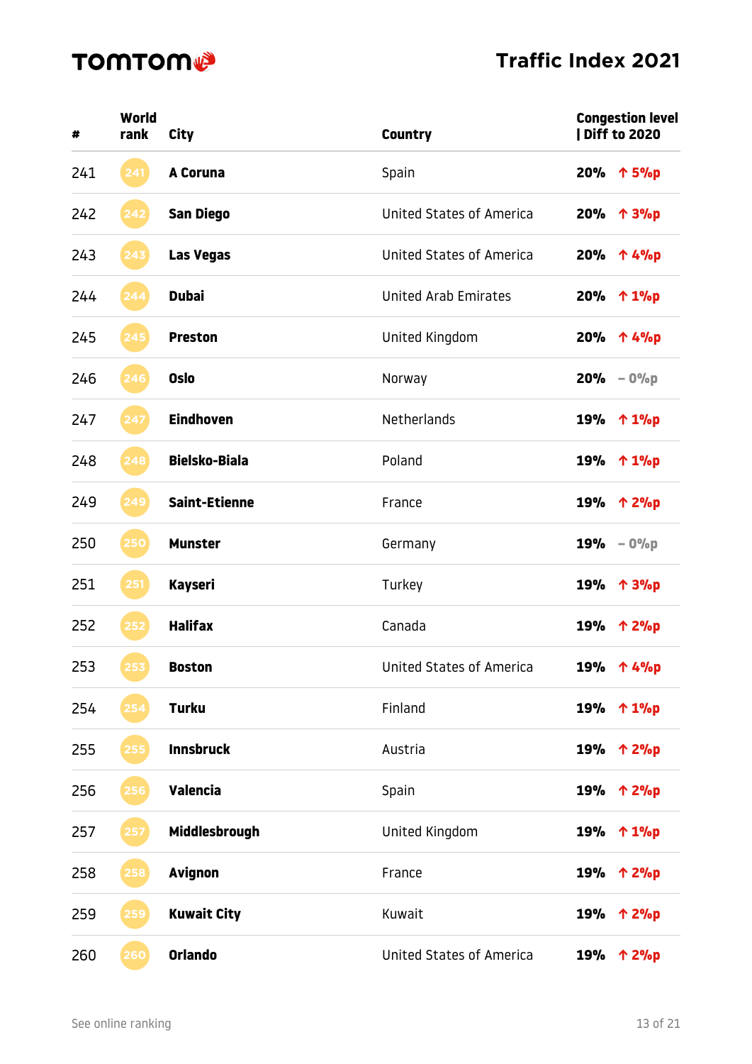# TOMTOM

## Traffic Index 2021

| # | World rank | City | Country | Congestion level \| Diff to 2020 |
|---|---|---|---|---|
| 241 | 241 | **A Coruna** | Spain | **20%** ↑ 5%p |
| 242 | 242 | **San Diego** | United States of America | **20%** ↑ 3%p |
| 243 | 243 | **Las Vegas** | United States of America | **20%** ↑ 4%p |
| 244 | 244 | **Dubai** | United Arab Emirates | **20%** ↑ 1%p |
| 245 | 245 | **Preston** | United Kingdom | **20%** ↑ 4%p |
| 246 | 246 | **Oslo** | Norway | **20%** – 0%p |
| 247 | 247 | **Eindhoven** | Netherlands | **19%** ↑ 1%p |
| 248 | 248 | **Bielsko-Biala** | Poland | **19%** ↑ 1%p |
| 249 | 249 | **Saint-Etienne** | France | **19%** ↑ 2%p |
| 250 | 250 | **Munster** | Germany | **19%** – 0%p |
| 251 | 251 | **Kayseri** | Turkey | **19%** ↑ 3%p |
| 252 | 252 | **Halifax** | Canada | **19%** ↑ 2%p |
| 253 | 253 | **Boston** | United States of America | **19%** ↑ 4%p |
| 254 | 254 | **Turku** | Finland | **19%** ↑ 1%p |
| 255 | 255 | **Innsbruck** | Austria | **19%** ↑ 2%p |
| 256 | 256 | **Valencia** | Spain | **19%** ↑ 2%p |
| 257 | 257 | **Middlesbrough** | United Kingdom | **19%** ↑ 1%p |
| 258 | 258 | **Avignon** | France | **19%** ↑ 2%p |
| 259 | 259 | **Kuwait City** | Kuwait | **19%** ↑ 2%p |
| 260 | 260 | **Orlando** | United States of America | **19%** ↑ 2%p |

See online ranking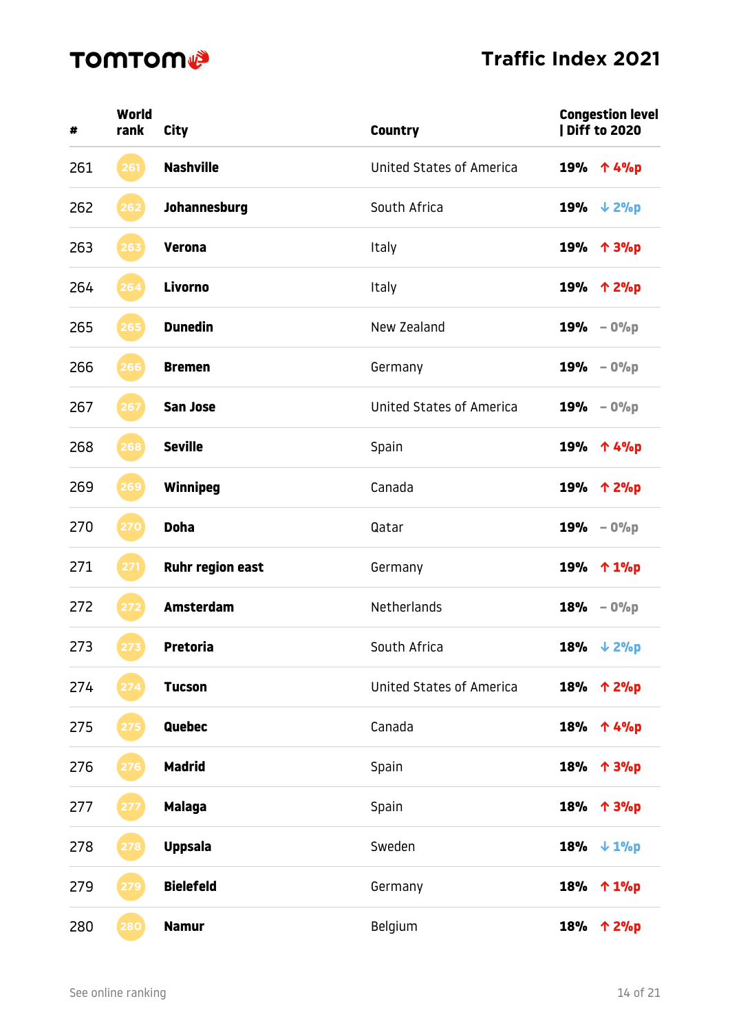**TOMTOM**

# Traffic Index 2021

| # | World rank | City | Country | Congestion level \| Diff to 2020 |
|---|---|---|---|---|
| 261 | 261 | **Nashville** | United States of America | **19%** ↑ 4%p |
| 262 | 262 | **Johannesburg** | South Africa | **19%** ↓ 2%p |
| 263 | 263 | **Verona** | Italy | **19%** ↑ 3%p |
| 264 | 264 | **Livorno** | Italy | **19%** ↑ 2%p |
| 265 | 265 | **Dunedin** | New Zealand | **19%** – 0%p |
| 266 | 266 | **Bremen** | Germany | **19%** – 0%p |
| 267 | 267 | **San Jose** | United States of America | **19%** – 0%p |
| 268 | 268 | **Seville** | Spain | **19%** ↑ 4%p |
| 269 | 269 | **Winnipeg** | Canada | **19%** ↑ 2%p |
| 270 | 270 | **Doha** | Qatar | **19%** – 0%p |
| 271 | 271 | **Ruhr region east** | Germany | **19%** ↑ 1%p |
| 272 | 272 | **Amsterdam** | Netherlands | **18%** – 0%p |
| 273 | 273 | **Pretoria** | South Africa | **18%** ↓ 2%p |
| 274 | 274 | **Tucson** | United States of America | **18%** ↑ 2%p |
| 275 | 275 | **Quebec** | Canada | **18%** ↑ 4%p |
| 276 | 276 | **Madrid** | Spain | **18%** ↑ 3%p |
| 277 | 277 | **Malaga** | Spain | **18%** ↑ 3%p |
| 278 | 278 | **Uppsala** | Sweden | **18%** ↓ 1%p |
| 279 | 279 | **Bielefeld** | Germany | **18%** ↑ 1%p |
| 280 | 280 | **Namur** | Belgium | **18%** ↑ 2%p |

See online ranking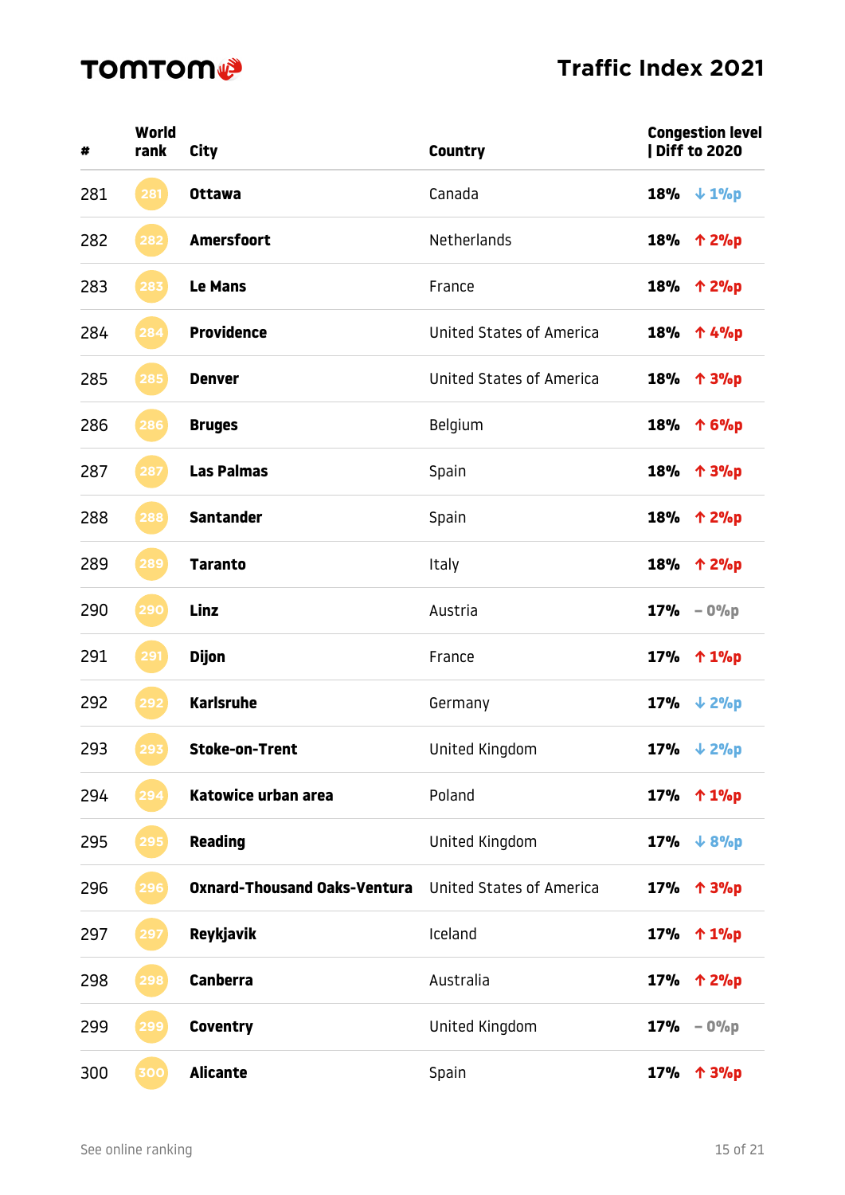# TomTom Traffic Index 2021

| # | World rank | City | Country | Congestion level \| Diff to 2020 |
|---|---|---|---|---|
| 281 | 281 | **Ottawa** | Canada | **18%** ↓ 1%p |
| 282 | 282 | **Amersfoort** | Netherlands | **18%** ↑ 2%p |
| 283 | 283 | **Le Mans** | France | **18%** ↑ 2%p |
| 284 | 284 | **Providence** | United States of America | **18%** ↑ 4%p |
| 285 | 285 | **Denver** | United States of America | **18%** ↑ 3%p |
| 286 | 286 | **Bruges** | Belgium | **18%** ↑ 6%p |
| 287 | 287 | **Las Palmas** | Spain | **18%** ↑ 3%p |
| 288 | 288 | **Santander** | Spain | **18%** ↑ 2%p |
| 289 | 289 | **Taranto** | Italy | **18%** ↑ 2%p |
| 290 | 290 | **Linz** | Austria | **17%** – 0%p |
| 291 | 291 | **Dijon** | France | **17%** ↑ 1%p |
| 292 | 292 | **Karlsruhe** | Germany | **17%** ↓ 2%p |
| 293 | 293 | **Stoke-on-Trent** | United Kingdom | **17%** ↓ 2%p |
| 294 | 294 | **Katowice urban area** | Poland | **17%** ↑ 1%p |
| 295 | 295 | **Reading** | United Kingdom | **17%** ↓ 8%p |
| 296 | 296 | **Oxnard-Thousand Oaks-Ventura** | United States of America | **17%** ↑ 3%p |
| 297 | 297 | **Reykjavik** | Iceland | **17%** ↑ 1%p |
| 298 | 298 | **Canberra** | Australia | **17%** ↑ 2%p |
| 299 | 299 | **Coventry** | United Kingdom | **17%** – 0%p |
| 300 | 300 | **Alicante** | Spain | **17%** ↑ 3%p |

See online ranking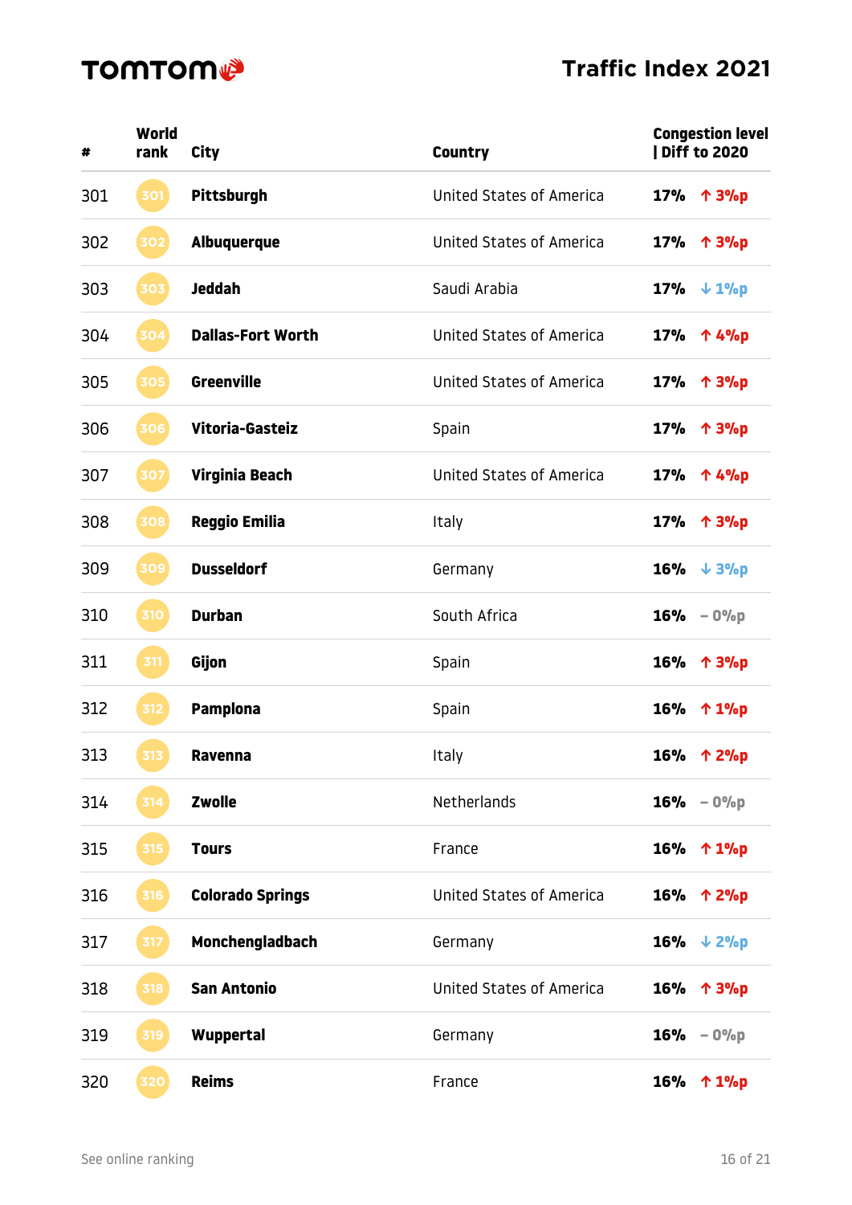TOMTOM

# Traffic Index 2021

| # | World rank | City | Country | Congestion level \| Diff to 2020 | |
|---|---|---|---|---|---|
| 301 | 301 | Pittsburgh | United States of America | 17% | ↑ 3%p |
| 302 | 302 | Albuquerque | United States of America | 17% | ↑ 3%p |
| 303 | 303 | Jeddah | Saudi Arabia | 17% | ↓ 1%p |
| 304 | 304 | Dallas-Fort Worth | United States of America | 17% | ↑ 4%p |
| 305 | 305 | Greenville | United States of America | 17% | ↑ 3%p |
| 306 | 306 | Vitoria-Gasteiz | Spain | 17% | ↑ 3%p |
| 307 | 307 | Virginia Beach | United States of America | 17% | ↑ 4%p |
| 308 | 308 | Reggio Emilia | Italy | 17% | ↑ 3%p |
| 309 | 309 | Dusseldorf | Germany | 16% | ↓ 3%p |
| 310 | 310 | Durban | South Africa | 16% | – 0%p |
| 311 | 311 | Gijon | Spain | 16% | ↑ 3%p |
| 312 | 312 | Pamplona | Spain | 16% | ↑ 1%p |
| 313 | 313 | Ravenna | Italy | 16% | ↑ 2%p |
| 314 | 314 | Zwolle | Netherlands | 16% | – 0%p |
| 315 | 315 | Tours | France | 16% | ↑ 1%p |
| 316 | 316 | Colorado Springs | United States of America | 16% | ↑ 2%p |
| 317 | 317 | Monchengladbach | Germany | 16% | ↓ 2%p |
| 318 | 318 | San Antonio | United States of America | 16% | ↑ 3%p |
| 319 | 319 | Wuppertal | Germany | 16% | – 0%p |
| 320 | 320 | Reims | France | 16% | ↑ 1%p |

See online ranking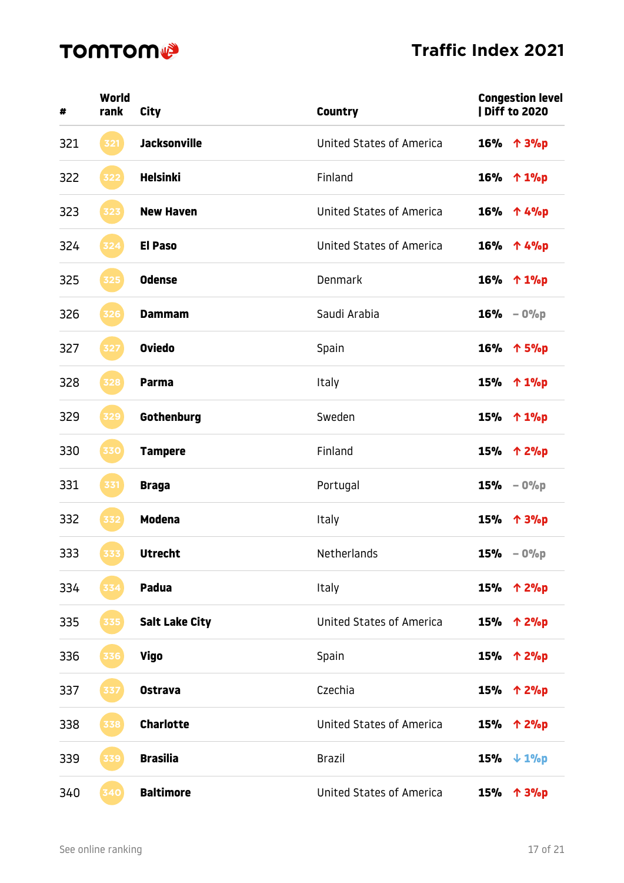| # | World rank | City | Country | Congestion level \| Diff to 2020 |
|---|---|---|---|---|
| 321 | 321 | **Jacksonville** | United States of America | **16%** ↑ 3%p |
| 322 | 322 | **Helsinki** | Finland | **16%** ↑ 1%p |
| 323 | 323 | **New Haven** | United States of America | **16%** ↑ 4%p |
| 324 | 324 | **El Paso** | United States of America | **16%** ↑ 4%p |
| 325 | 325 | **Odense** | Denmark | **16%** ↑ 1%p |
| 326 | 326 | **Dammam** | Saudi Arabia | **16%** – 0%p |
| 327 | 327 | **Oviedo** | Spain | **16%** ↑ 5%p |
| 328 | 328 | **Parma** | Italy | **15%** ↑ 1%p |
| 329 | 329 | **Gothenburg** | Sweden | **15%** ↑ 1%p |
| 330 | 330 | **Tampere** | Finland | **15%** ↑ 2%p |
| 331 | 331 | **Braga** | Portugal | **15%** – 0%p |
| 332 | 332 | **Modena** | Italy | **15%** ↑ 3%p |
| 333 | 333 | **Utrecht** | Netherlands | **15%** – 0%p |
| 334 | 334 | **Padua** | Italy | **15%** ↑ 2%p |
| 335 | 335 | **Salt Lake City** | United States of America | **15%** ↑ 2%p |
| 336 | 336 | **Vigo** | Spain | **15%** ↑ 2%p |
| 337 | 337 | **Ostrava** | Czechia | **15%** ↑ 2%p |
| 338 | 338 | **Charlotte** | United States of America | **15%** ↑ 2%p |
| 339 | 339 | **Brasilia** | Brazil | **15%** ↓ 1%p |
| 340 | 340 | **Baltimore** | United States of America | **15%** ↑ 3%p |

See online ranking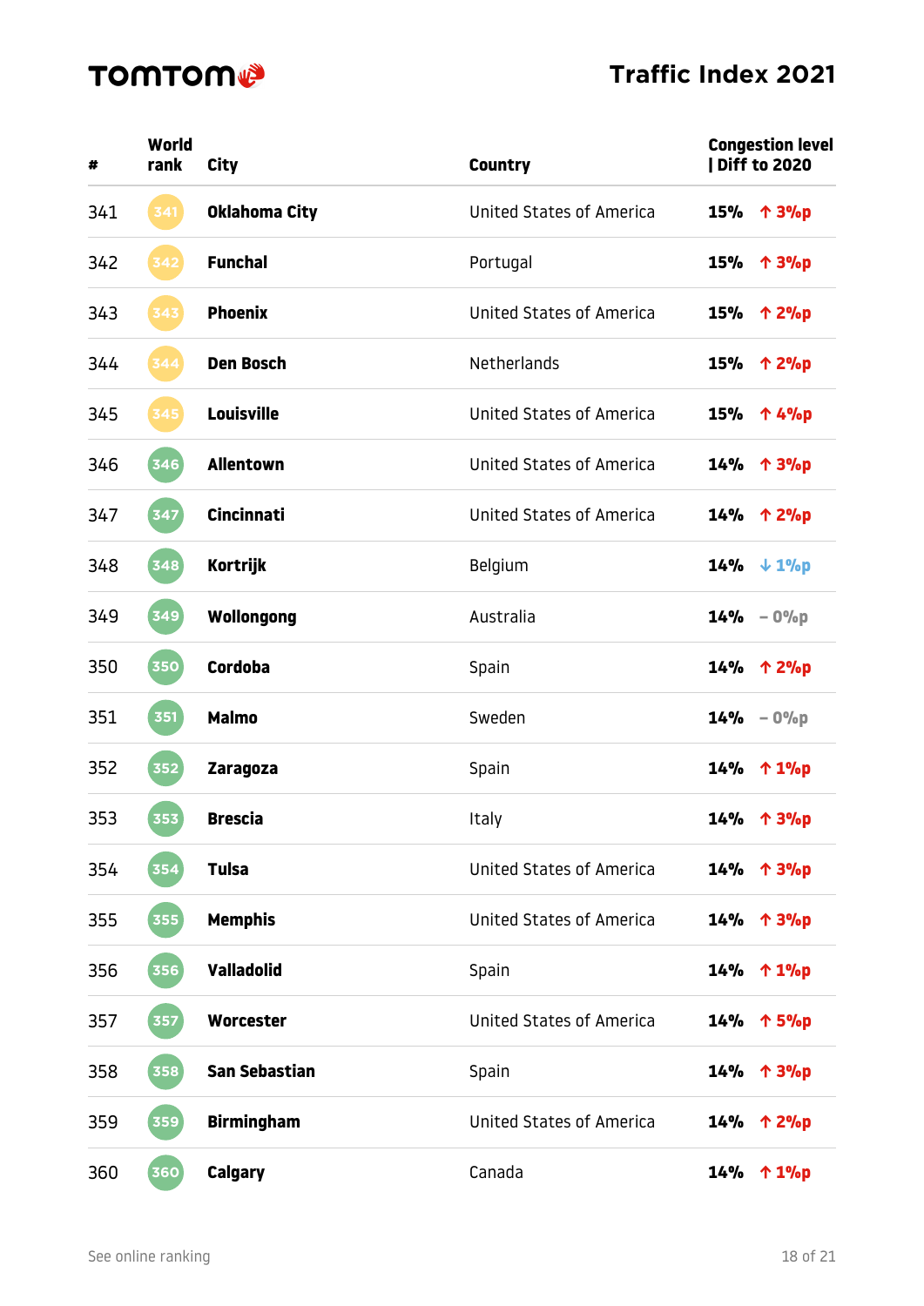**TOMTOM**

# Traffic Index 2021

| # | World rank | City | Country | Congestion level \| Diff to 2020 | |
|---|---|---|---|---|---|
| 341 | 341 | **Oklahoma City** | United States of America | **15%** | ↑ 3%p |
| 342 | 342 | **Funchal** | Portugal | **15%** | ↑ 3%p |
| 343 | 343 | **Phoenix** | United States of America | **15%** | ↑ 2%p |
| 344 | 344 | **Den Bosch** | Netherlands | **15%** | ↑ 2%p |
| 345 | 345 | **Louisville** | United States of America | **15%** | ↑ 4%p |
| 346 | 346 | **Allentown** | United States of America | **14%** | ↑ 3%p |
| 347 | 347 | **Cincinnati** | United States of America | **14%** | ↑ 2%p |
| 348 | 348 | **Kortrijk** | Belgium | **14%** | ↓ 1%p |
| 349 | 349 | **Wollongong** | Australia | **14%** | – 0%p |
| 350 | 350 | **Cordoba** | Spain | **14%** | ↑ 2%p |
| 351 | 351 | **Malmo** | Sweden | **14%** | – 0%p |
| 352 | 352 | **Zaragoza** | Spain | **14%** | ↑ 1%p |
| 353 | 353 | **Brescia** | Italy | **14%** | ↑ 3%p |
| 354 | 354 | **Tulsa** | United States of America | **14%** | ↑ 3%p |
| 355 | 355 | **Memphis** | United States of America | **14%** | ↑ 3%p |
| 356 | 356 | **Valladolid** | Spain | **14%** | ↑ 1%p |
| 357 | 357 | **Worcester** | United States of America | **14%** | ↑ 5%p |
| 358 | 358 | **San Sebastian** | Spain | **14%** | ↑ 3%p |
| 359 | 359 | **Birmingham** | United States of America | **14%** | ↑ 2%p |
| 360 | 360 | **Calgary** | Canada | **14%** | ↑ 1%p |

See online ranking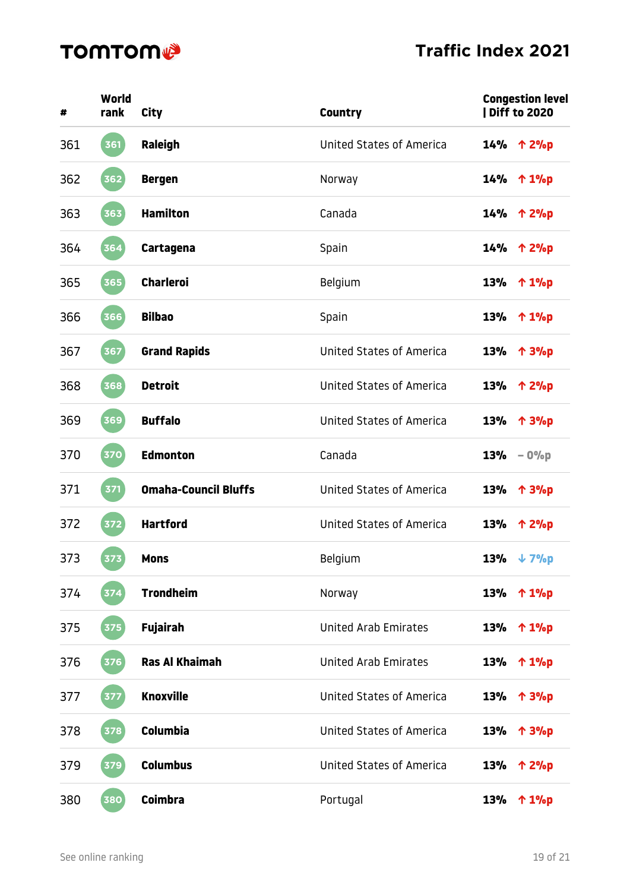# TOMTOM

## Traffic Index 2021

| # | World rank | City | Country | Congestion level \| Diff to 2020 |
|---|---|---|---|---|
| 361 | 361 | **Raleigh** | United States of America | **14%** ↑ 2%p |
| 362 | 362 | **Bergen** | Norway | **14%** ↑ 1%p |
| 363 | 363 | **Hamilton** | Canada | **14%** ↑ 2%p |
| 364 | 364 | **Cartagena** | Spain | **14%** ↑ 2%p |
| 365 | 365 | **Charleroi** | Belgium | **13%** ↑ 1%p |
| 366 | 366 | **Bilbao** | Spain | **13%** ↑ 1%p |
| 367 | 367 | **Grand Rapids** | United States of America | **13%** ↑ 3%p |
| 368 | 368 | **Detroit** | United States of America | **13%** ↑ 2%p |
| 369 | 369 | **Buffalo** | United States of America | **13%** ↑ 3%p |
| 370 | 370 | **Edmonton** | Canada | **13%** – 0%p |
| 371 | 371 | **Omaha-Council Bluffs** | United States of America | **13%** ↑ 3%p |
| 372 | 372 | **Hartford** | United States of America | **13%** ↑ 2%p |
| 373 | 373 | **Mons** | Belgium | **13%** ↓ 7%p |
| 374 | 374 | **Trondheim** | Norway | **13%** ↑ 1%p |
| 375 | 375 | **Fujairah** | United Arab Emirates | **13%** ↑ 1%p |
| 376 | 376 | **Ras Al Khaimah** | United Arab Emirates | **13%** ↑ 1%p |
| 377 | 377 | **Knoxville** | United States of America | **13%** ↑ 3%p |
| 378 | 378 | **Columbia** | United States of America | **13%** ↑ 3%p |
| 379 | 379 | **Columbus** | United States of America | **13%** ↑ 2%p |
| 380 | 380 | **Coimbra** | Portugal | **13%** ↑ 1%p |

See online ranking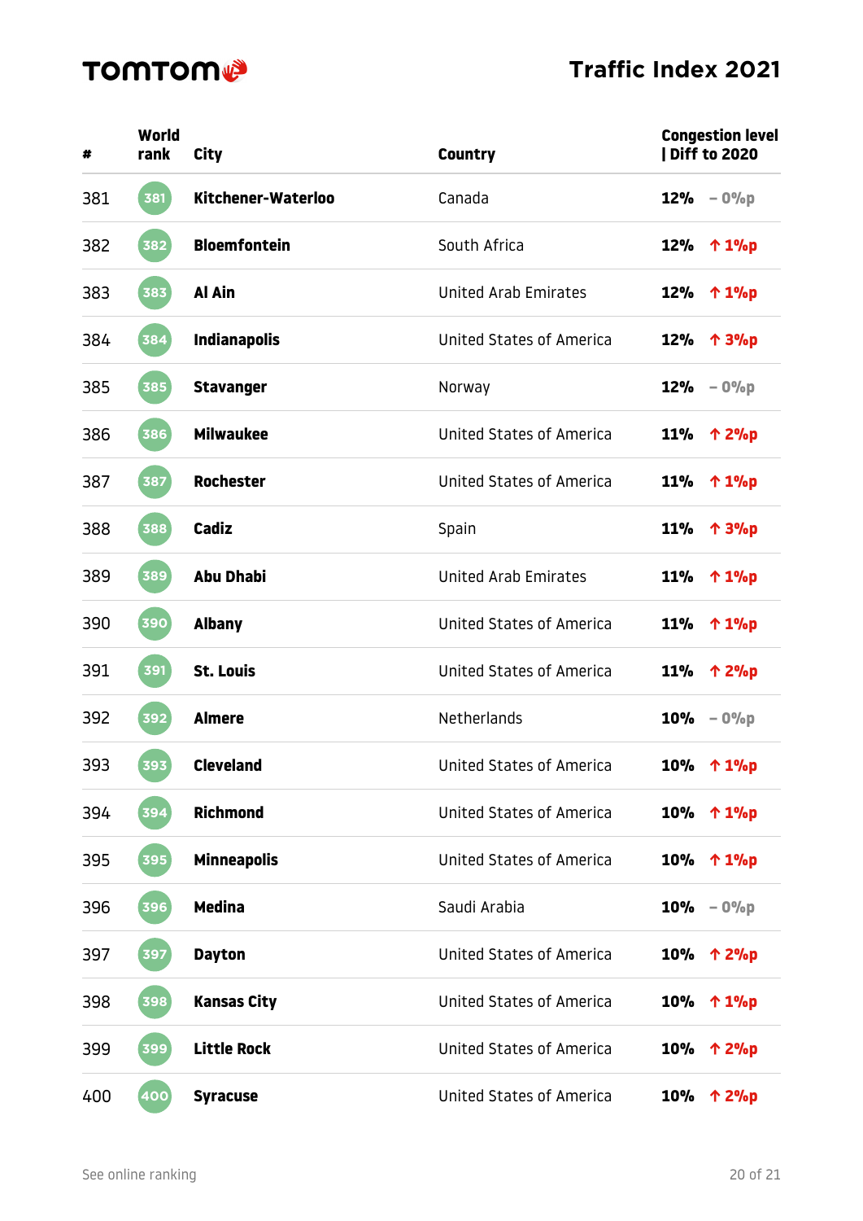**TOMTOM** Traffic Index 2021

| # | World rank | City | Country | Congestion level \| Diff to 2020 | |
|---|---|---|---|---|---|
| 381 | 381 | **Kitchener-Waterloo** | Canada | **12%** | – 0%p |
| 382 | 382 | **Bloemfontein** | South Africa | **12%** | ↑ 1%p |
| 383 | 383 | **Al Ain** | United Arab Emirates | **12%** | ↑ 1%p |
| 384 | 384 | **Indianapolis** | United States of America | **12%** | ↑ 3%p |
| 385 | 385 | **Stavanger** | Norway | **12%** | – 0%p |
| 386 | 386 | **Milwaukee** | United States of America | **11%** | ↑ 2%p |
| 387 | 387 | **Rochester** | United States of America | **11%** | ↑ 1%p |
| 388 | 388 | **Cadiz** | Spain | **11%** | ↑ 3%p |
| 389 | 389 | **Abu Dhabi** | United Arab Emirates | **11%** | ↑ 1%p |
| 390 | 390 | **Albany** | United States of America | **11%** | ↑ 1%p |
| 391 | 391 | **St. Louis** | United States of America | **11%** | ↑ 2%p |
| 392 | 392 | **Almere** | Netherlands | **10%** | – 0%p |
| 393 | 393 | **Cleveland** | United States of America | **10%** | ↑ 1%p |
| 394 | 394 | **Richmond** | United States of America | **10%** | ↑ 1%p |
| 395 | 395 | **Minneapolis** | United States of America | **10%** | ↑ 1%p |
| 396 | 396 | **Medina** | Saudi Arabia | **10%** | – 0%p |
| 397 | 397 | **Dayton** | United States of America | **10%** | ↑ 2%p |
| 398 | 398 | **Kansas City** | United States of America | **10%** | ↑ 1%p |
| 399 | 399 | **Little Rock** | United States of America | **10%** | ↑ 2%p |
| 400 | 400 | **Syracuse** | United States of America | **10%** | ↑ 2%p |

See online ranking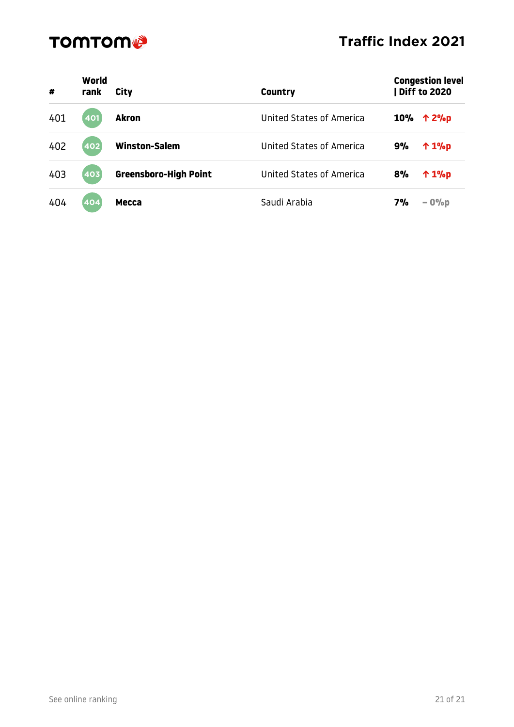| # | World rank | City | Country | Congestion level \| Diff to 2020 | |
|---|---|---|---|---|---|
| 401 | 401 | **Akron** | United States of America | **10%** | ↑ 2%p |
| 402 | 402 | **Winston-Salem** | United States of America | **9%** | ↑ 1%p |
| 403 | 403 | **Greensboro-High Point** | United States of America | **8%** | ↑ 1%p |
| 404 | 404 | **Mecca** | Saudi Arabia | **7%** | – 0%p |

See online ranking